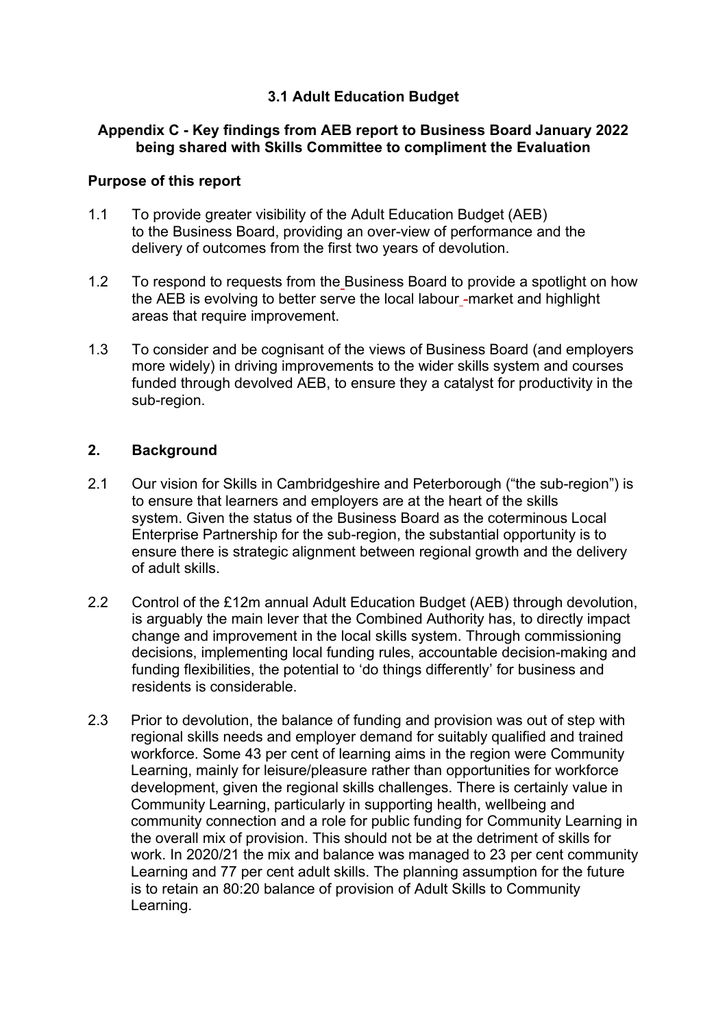# 3.1 Adult Education Budget

## Appendix C - Key findings from AEB report to Business Board January 2022 being shared with Skills Committee to compliment the Evaluation

### Purpose of this report

1.1 To provide greater visibility of the Adult Education Budget (AEB) to the Business Board, providing an over-view of performance and the delivery of outcomes from the first two years of devolution.

1.2 To respond to requests from the Business Board to provide a spotlight on how the AEB is evolving to better serve the local labour -market and highlight areas that require improvement.

1.3 To consider and be cognisant of the views of Business Board (and employers more widely) in driving improvements to the wider skills system and courses funded through devolved AEB, to ensure they a catalyst for productivity in the sub-region.

## 2. Background

2.1 Our vision for Skills in Cambridgeshire and Peterborough ("the sub-region") is to ensure that learners and employers are at the heart of the skills system. Given the status of the Business Board as the coterminous Local Enterprise Partnership for the sub-region, the substantial opportunity is to ensure there is strategic alignment between regional growth and the delivery of adult skills.

2.2 Control of the £12m annual Adult Education Budget (AEB) through devolution, is arguably the main lever that the Combined Authority has, to directly impact change and improvement in the local skills system. Through commissioning decisions, implementing local funding rules, accountable decision-making and funding flexibilities, the potential to 'do things differently' for business and residents is considerable.

2.3 Prior to devolution, the balance of funding and provision was out of step with regional skills needs and employer demand for suitably qualified and trained workforce. Some 43 per cent of learning aims in the region were Community Learning, mainly for leisure/pleasure rather than opportunities for workforce development, given the regional skills challenges. There is certainly value in Community Learning, particularly in supporting health, wellbeing and community connection and a role for public funding for Community Learning in the overall mix of provision. This should not be at the detriment of skills for work. In 2020/21 the mix and balance was managed to 23 per cent community Learning and 77 per cent adult skills. The planning assumption for the future is to retain an 80:20 balance of provision of Adult Skills to Community Learning.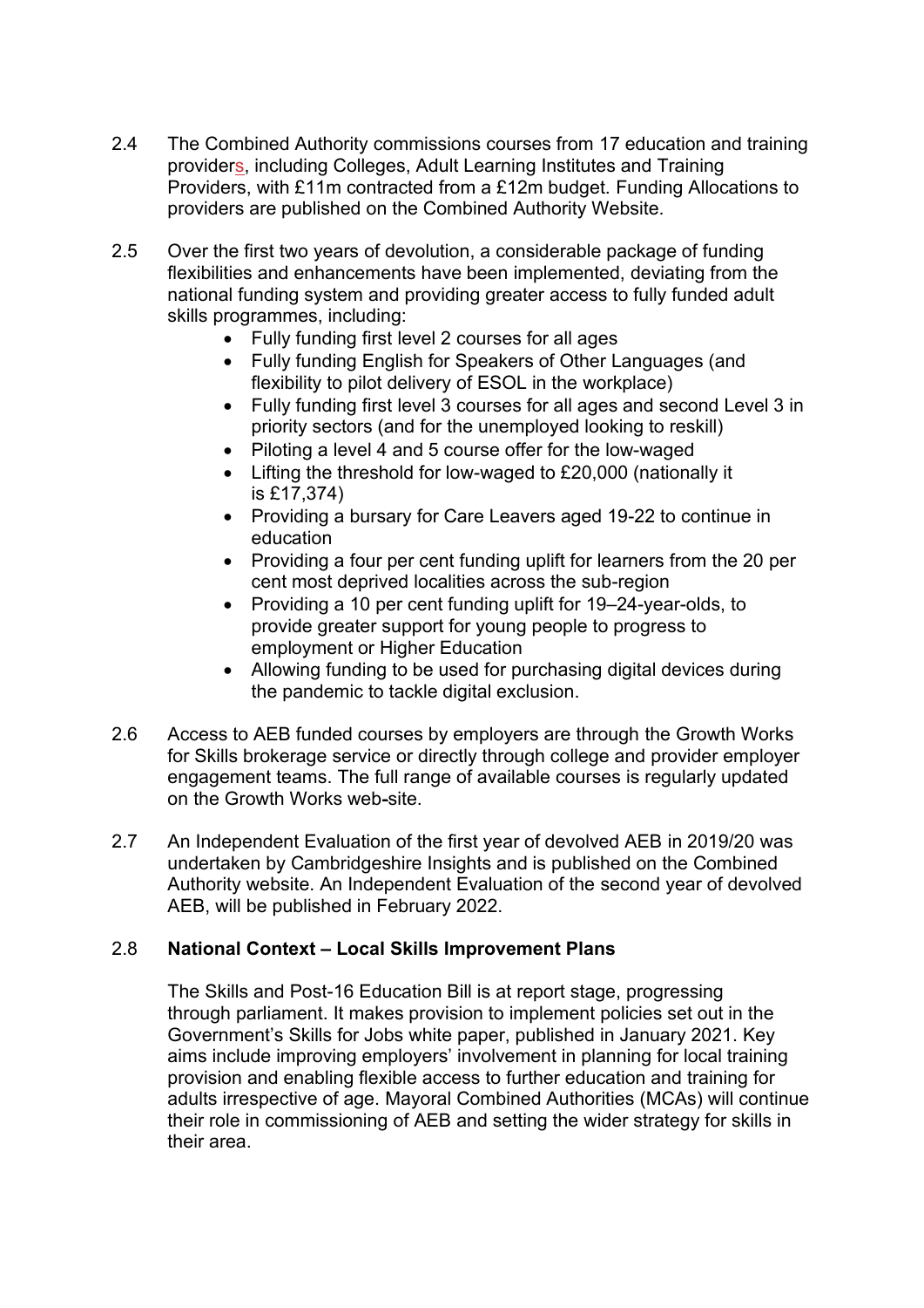2.4 The Combined Authority commissions courses from 17 education and training providers, including Colleges, Adult Learning Institutes and Training Providers, with £11m contracted from a £12m budget. Funding Allocations to providers are published on the Combined Authority Website.

2.5 Over the first two years of devolution, a considerable package of funding flexibilities and enhancements have been implemented, deviating from the national funding system and providing greater access to fully funded adult skills programmes, including:

- Fully funding first level 2 courses for all ages
- Fully funding English for Speakers of Other Languages (and flexibility to pilot delivery of ESOL in the workplace)
- Fully funding first level 3 courses for all ages and second Level 3 in priority sectors (and for the unemployed looking to reskill)
- Piloting a level 4 and 5 course offer for the low-waged
- Lifting the threshold for low-waged to £20,000 (nationally it is £17,374)
- Providing a bursary for Care Leavers aged 19-22 to continue in education
- Providing a four per cent funding uplift for learners from the 20 per cent most deprived localities across the sub-region
- Providing a 10 per cent funding uplift for 19–24-year-olds, to provide greater support for young people to progress to employment or Higher Education
- Allowing funding to be used for purchasing digital devices during the pandemic to tackle digital exclusion.

2.6 Access to AEB funded courses by employers are through the Growth Works for Skills brokerage service or directly through college and provider employer engagement teams. The full range of available courses is regularly updated on the Growth Works web-site.

2.7 An Independent Evaluation of the first year of devolved AEB in 2019/20 was undertaken by Cambridgeshire Insights and is published on the Combined Authority website. An Independent Evaluation of the second year of devolved AEB, will be published in February 2022.

2.8 **National Context – Local Skills Improvement Plans**

The Skills and Post-16 Education Bill is at report stage, progressing through parliament. It makes provision to implement policies set out in the Government's Skills for Jobs white paper, published in January 2021. Key aims include improving employers' involvement in planning for local training provision and enabling flexible access to further education and training for adults irrespective of age. Mayoral Combined Authorities (MCAs) will continue their role in commissioning of AEB and setting the wider strategy for skills in their area.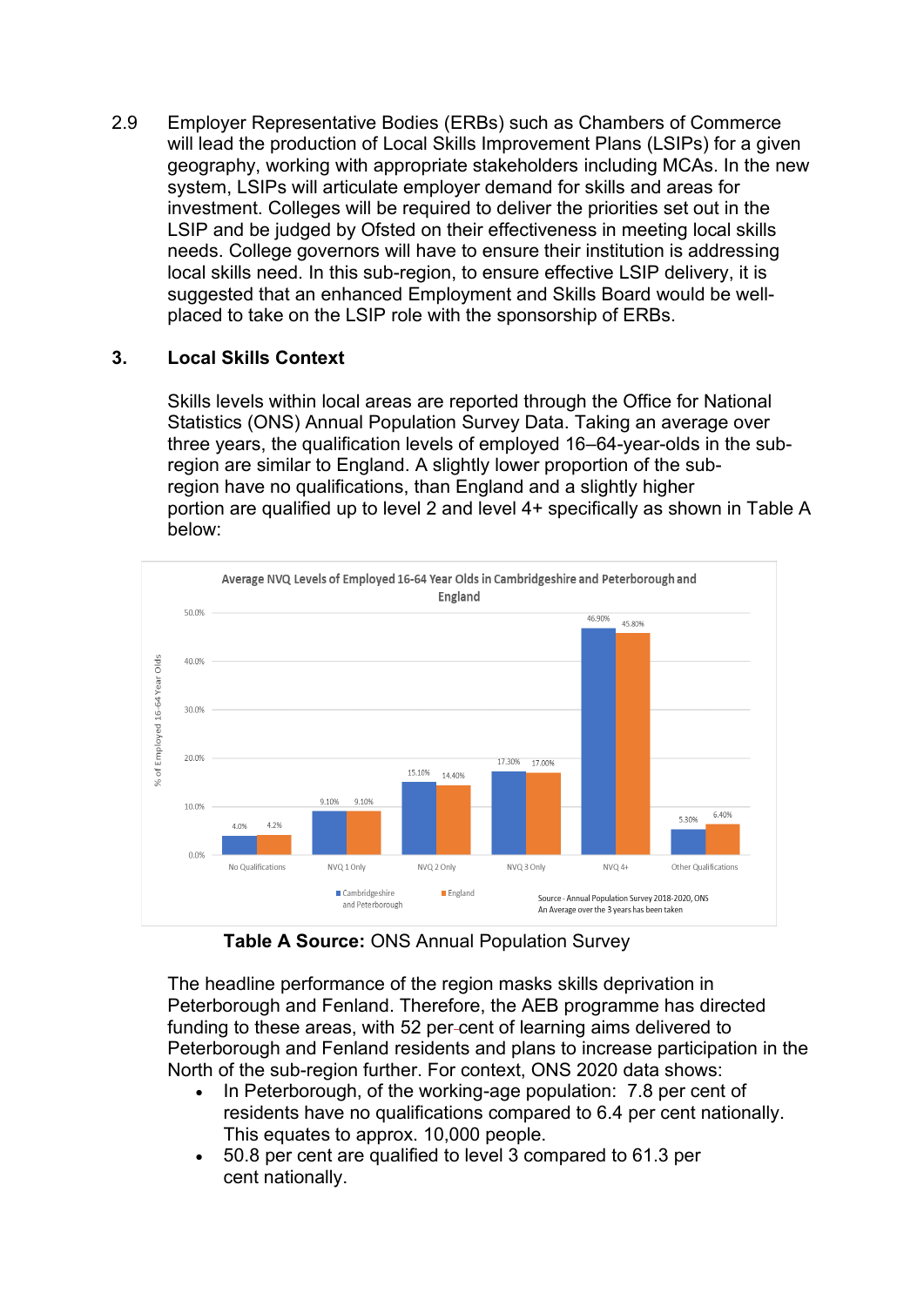2.9 Employer Representative Bodies (ERBs) such as Chambers of Commerce will lead the production of Local Skills Improvement Plans (LSIPs) for a given geography, working with appropriate stakeholders including MCAs. In the new system, LSIPs will articulate employer demand for skills and areas for investment. Colleges will be required to deliver the priorities set out in the LSIP and be judged by Ofsted on their effectiveness in meeting local skills needs. College governors will have to ensure their institution is addressing local skills need. In this sub-region, to ensure effective LSIP delivery, it is suggested that an enhanced Employment and Skills Board would be well-placed to take on the LSIP role with the sponsorship of ERBs.

## 3. Local Skills Context

Skills levels within local areas are reported through the Office for National Statistics (ONS) Annual Population Survey Data. Taking an average over three years, the qualification levels of employed 16–64-year-olds in the sub-region are similar to England. A slightly lower proportion of the sub-region have no qualifications, than England and a slightly higher portion are qualified up to level 2 and level 4+ specifically as shown in Table A below:

**Average NVQ Levels of Employed 16-64 Year Olds in Cambridgeshire and Peterborough and England**

| % of Employed 16-64 Year Olds | Cambridgeshire and Peterborough | England |
|---|---|---|
| No Qualifications | 4.0% | 4.2% |
| NVQ 1 Only | 9.10% | 9.10% |
| NVQ 2 Only | 15.10% | 14.40% |
| NVQ 3 Only | 17.30% | 17.00% |
| NVQ 4+ | 46.90% | 45.80% |
| Other Qualifications | 5.30% | 6.40% |

Source - Annual Population Survey 2018-2020, ONS
An Average over the 3 years has been taken

**Table A Source:** ONS Annual Population Survey

The headline performance of the region masks skills deprivation in Peterborough and Fenland. Therefore, the AEB programme has directed funding to these areas, with 52 per cent of learning aims delivered to Peterborough and Fenland residents and plans to increase participation in the North of the sub-region further. For context, ONS 2020 data shows:

- In Peterborough, of the working-age population: 7.8 per cent of residents have no qualifications compared to 6.4 per cent nationally. This equates to approx. 10,000 people.
- 50.8 per cent are qualified to level 3 compared to 61.3 per cent nationally.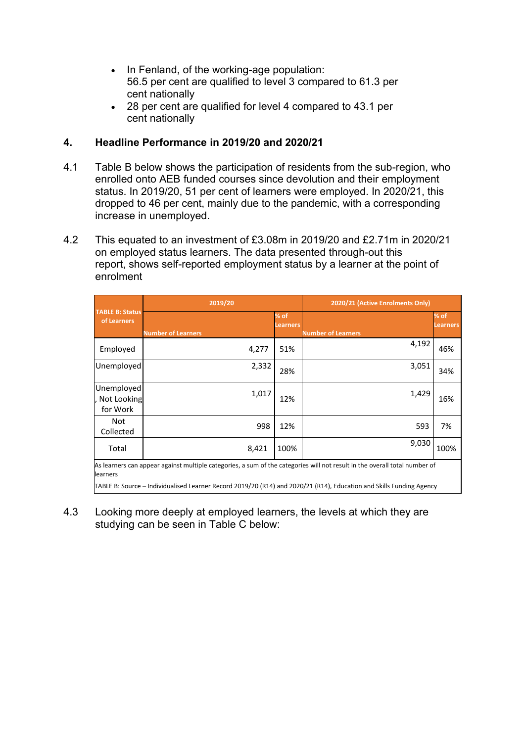- In Fenland, of the working-age population:
  56.5 per cent are qualified to level 3 compared to 61.3 per cent nationally
- 28 per cent are qualified for level 4 compared to 43.1 per cent nationally

## 4. Headline Performance in 2019/20 and 2020/21

4.1 Table B below shows the participation of residents from the sub-region, who enrolled onto AEB funded courses since devolution and their employment status. In 2019/20, 51 per cent of learners were employed. In 2020/21, this dropped to 46 per cent, mainly due to the pandemic, with a corresponding increase in unemployed.

4.2 This equated to an investment of £3.08m in 2019/20 and £2.71m in 2020/21 on employed status learners. The data presented through-out this report, shows self-reported employment status by a learner at the point of enrolment

| TABLE B: Status of Learners | 2019/20 | | 2020/21 (Active Enrolments Only) | |
|---|---|---|---|---|
| | Number of Learners | % of Learners | Number of Learners | % of Learners |
| Employed | 4,277 | 51% | 4,192 | 46% |
| Unemployed | 2,332 | 28% | 3,051 | 34% |
| Unemployed, Not Looking for Work | 1,017 | 12% | 1,429 | 16% |
| Not Collected | 998 | 12% | 593 | 7% |
| Total | 8,421 | 100% | 9,030 | 100% |

As learners can appear against multiple categories, a sum of the categories will not result in the overall total number of learners

TABLE B: Source – Individualised Learner Record 2019/20 (R14) and 2020/21 (R14), Education and Skills Funding Agency

4.3 Looking more deeply at employed learners, the levels at which they are studying can be seen in Table C below: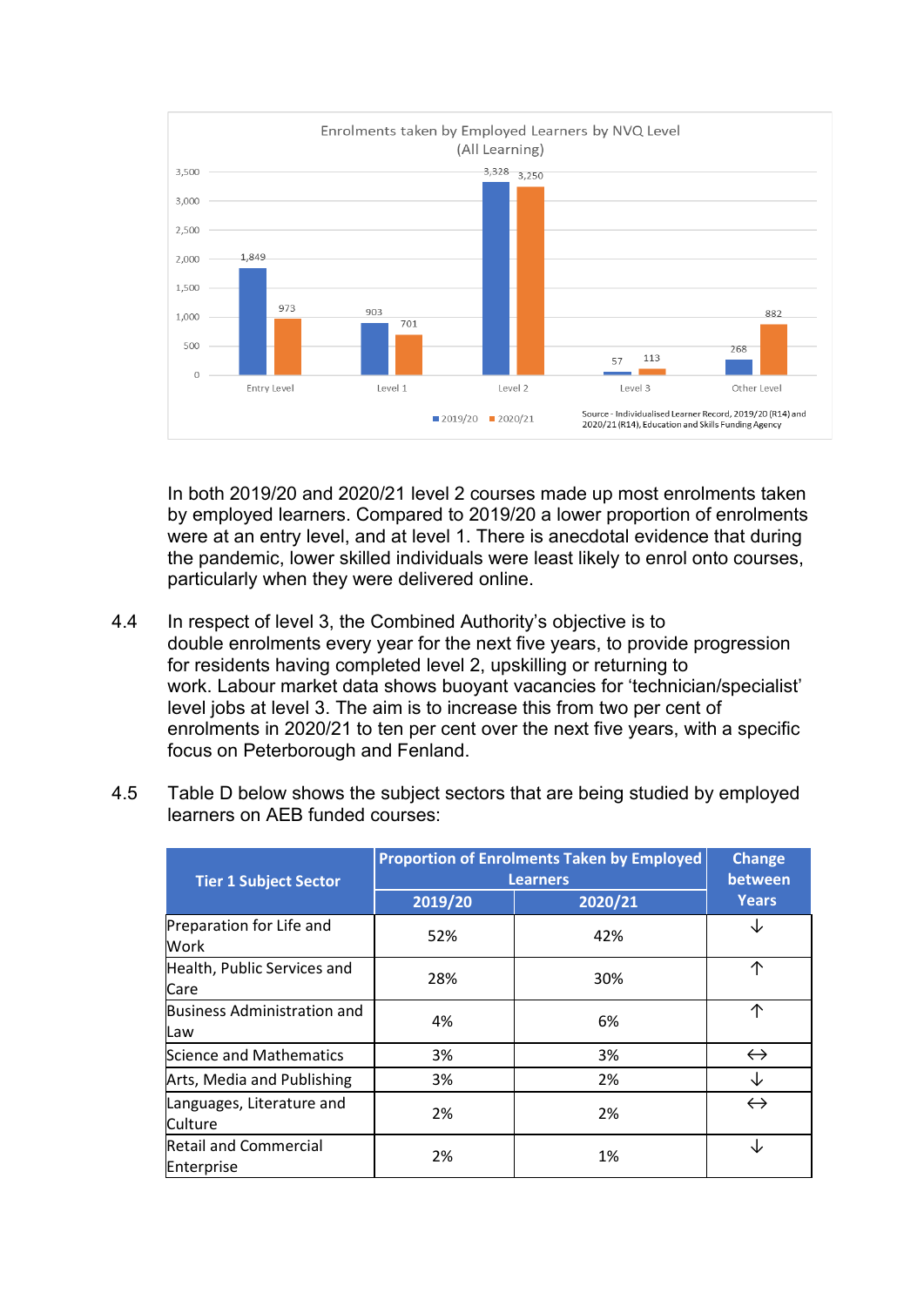Enrolments taken by Employed Learners by NVQ Level (All Learning)

| NVQ Level | 2019/20 | 2020/21 |
|---|---|---|
| Entry Level | 1,849 | 973 |
| Level 1 | 903 | 701 |
| Level 2 | 3,328 | 3,250 |
| Level 3 | 57 | 113 |
| Other Level | 268 | 882 |

Source - Individualised Learner Record, 2019/20 (R14) and 2020/21 (R14), Education and Skills Funding Agency

In both 2019/20 and 2020/21 level 2 courses made up most enrolments taken by employed learners. Compared to 2019/20 a lower proportion of enrolments were at an entry level, and at level 1. There is anecdotal evidence that during the pandemic, lower skilled individuals were least likely to enrol onto courses, particularly when they were delivered online.

4.4 In respect of level 3, the Combined Authority's objective is to double enrolments every year for the next five years, to provide progression for residents having completed level 2, upskilling or returning to work. Labour market data shows buoyant vacancies for 'technician/specialist' level jobs at level 3. The aim is to increase this from two per cent of enrolments in 2020/21 to ten per cent over the next five years, with a specific focus on Peterborough and Fenland.

4.5 Table D below shows the subject sectors that are being studied by employed learners on AEB funded courses:

| Tier 1 Subject Sector | Proportion of Enrolments Taken by Employed Learners | | Change between Years |
|---|---|---|---|
| | 2019/20 | 2020/21 | |
| Preparation for Life and Work | 52% | 42% | ↓ |
| Health, Public Services and Care | 28% | 30% | ↑ |
| Business Administration and Law | 4% | 6% | ↑ |
| Science and Mathematics | 3% | 3% | ↔ |
| Arts, Media and Publishing | 3% | 2% | ↓ |
| Languages, Literature and Culture | 2% | 2% | ↔ |
| Retail and Commercial Enterprise | 2% | 1% | ↓ |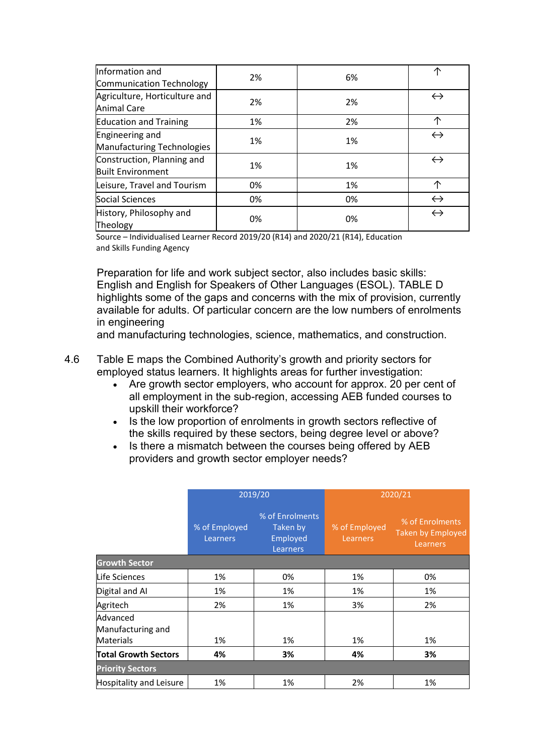| | | | |
|---|---|---|---|
| Information and Communication Technology | 2% | 6% | ↑ |
| Agriculture, Horticulture and Animal Care | 2% | 2% | ↔ |
| Education and Training | 1% | 2% | ↑ |
| Engineering and Manufacturing Technologies | 1% | 1% | ↔ |
| Construction, Planning and Built Environment | 1% | 1% | ↔ |
| Leisure, Travel and Tourism | 0% | 1% | ↑ |
| Social Sciences | 0% | 0% | ↔ |
| History, Philosophy and Theology | 0% | 0% | ↔ |

Source – Individualised Learner Record 2019/20 (R14) and 2020/21 (R14), Education and Skills Funding Agency

Preparation for life and work subject sector, also includes basic skills: English and English for Speakers of Other Languages (ESOL). TABLE D highlights some of the gaps and concerns with the mix of provision, currently available for adults. Of particular concern are the low numbers of enrolments in engineering
and manufacturing technologies, science, mathematics, and construction.

4.6 Table E maps the Combined Authority's growth and priority sectors for employed status learners. It highlights areas for further investigation:

- Are growth sector employers, who account for approx. 20 per cent of all employment in the sub-region, accessing AEB funded courses to upskill their workforce?
- Is the low proportion of enrolments in growth sectors reflective of the skills required by these sectors, being degree level or above?
- Is there a mismatch between the courses being offered by AEB providers and growth sector employer needs?

| | 2019/20 | | 2020/21 | |
|---|---|---|---|---|
| | % of Employed Learners | % of Enrolments Taken by Employed Learners | % of Employed Learners | % of Enrolments Taken by Employed Learners |
| **Growth Sector** | | | | |
| Life Sciences | 1% | 0% | 1% | 0% |
| Digital and AI | 1% | 1% | 1% | 1% |
| Agritech | 2% | 1% | 3% | 2% |
| Advanced Manufacturing and Materials | 1% | 1% | 1% | 1% |
| **Total Growth Sectors** | **4%** | **3%** | **4%** | **3%** |
| **Priority Sectors** | | | | |
| Hospitality and Leisure | 1% | 1% | 2% | 1% |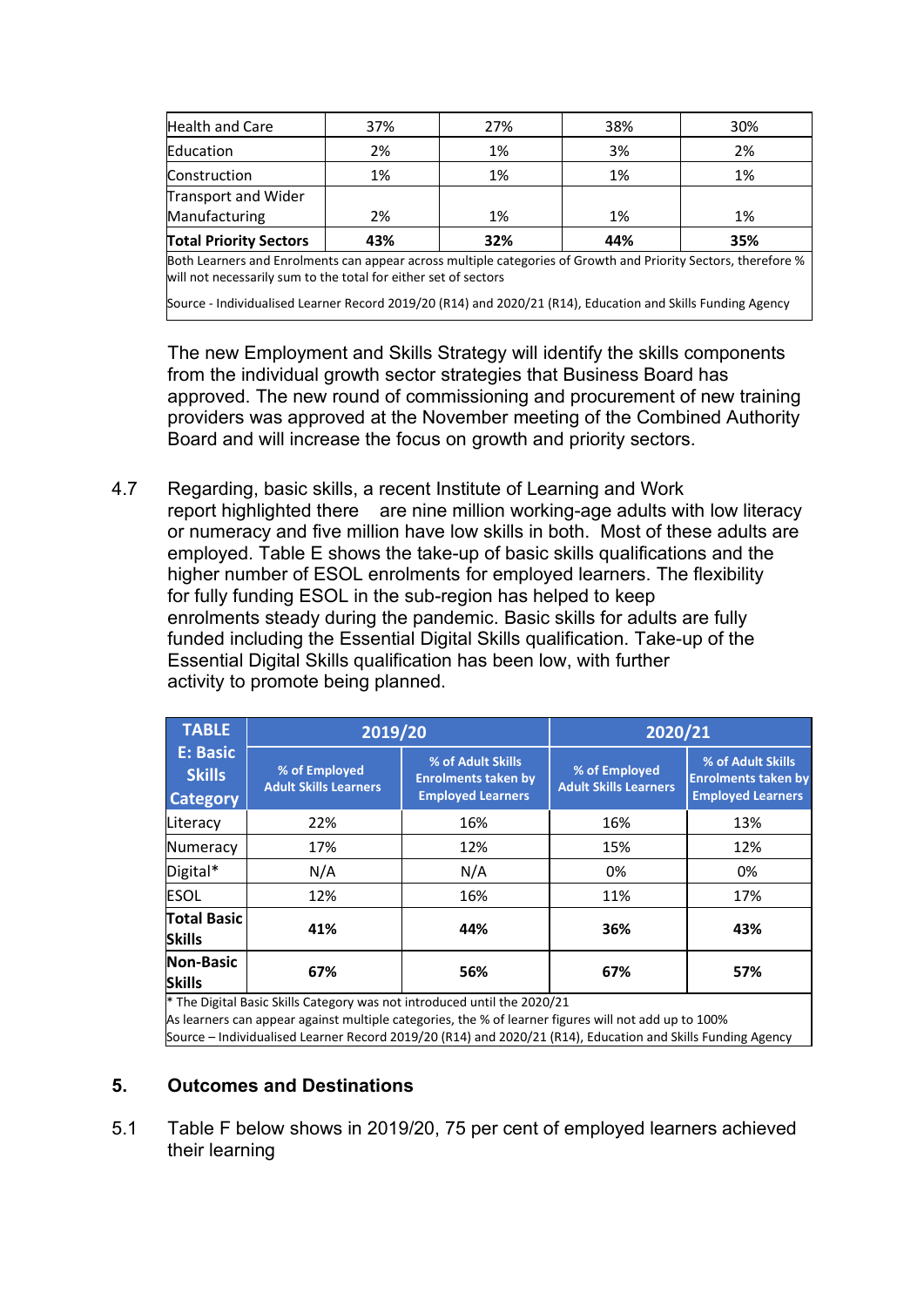| Health and Care | 37% | 27% | 38% | 30% |
|---|---|---|---|---|
| Education | 2% | 1% | 3% | 2% |
| Construction | 1% | 1% | 1% | 1% |
| Transport and Wider Manufacturing | 2% | 1% | 1% | 1% |
| **Total Priority Sectors** | **43%** | **32%** | **44%** | **35%** |

Both Learners and Enrolments can appear across multiple categories of Growth and Priority Sectors, therefore % will not necessarily sum to the total for either set of sectors

Source - Individualised Learner Record 2019/20 (R14) and 2020/21 (R14), Education and Skills Funding Agency

The new Employment and Skills Strategy will identify the skills components from the individual growth sector strategies that Business Board has approved. The new round of commissioning and procurement of new training providers was approved at the November meeting of the Combined Authority Board and will increase the focus on growth and priority sectors.

4.7 Regarding, basic skills, a recent Institute of Learning and Work report highlighted there are nine million working-age adults with low literacy or numeracy and five million have low skills in both. Most of these adults are employed. Table E shows the take-up of basic skills qualifications and the higher number of ESOL enrolments for employed learners. The flexibility for fully funding ESOL in the sub-region has helped to keep enrolments steady during the pandemic. Basic skills for adults are fully funded including the Essential Digital Skills qualification. Take-up of the Essential Digital Skills qualification has been low, with further activity to promote being planned.

| TABLE E: Basic Skills Category | 2019/20 | | 2020/21 | |
|---|---|---|---|---|
| | % of Employed Adult Skills Learners | % of Adult Skills Enrolments taken by Employed Learners | % of Employed Adult Skills Learners | % of Adult Skills Enrolments taken by Employed Learners |
| Literacy | 22% | 16% | 16% | 13% |
| Numeracy | 17% | 12% | 15% | 12% |
| Digital* | N/A | N/A | 0% | 0% |
| ESOL | 12% | 16% | 11% | 17% |
| **Total Basic Skills** | **41%** | **44%** | **36%** | **43%** |
| **Non-Basic Skills** | **67%** | **56%** | **67%** | **57%** |

\* The Digital Basic Skills Category was not introduced until the 2020/21

As learners can appear against multiple categories, the % of learner figures will not add up to 100%

Source – Individualised Learner Record 2019/20 (R14) and 2020/21 (R14), Education and Skills Funding Agency

## 5. Outcomes and Destinations

5.1 Table F below shows in 2019/20, 75 per cent of employed learners achieved their learning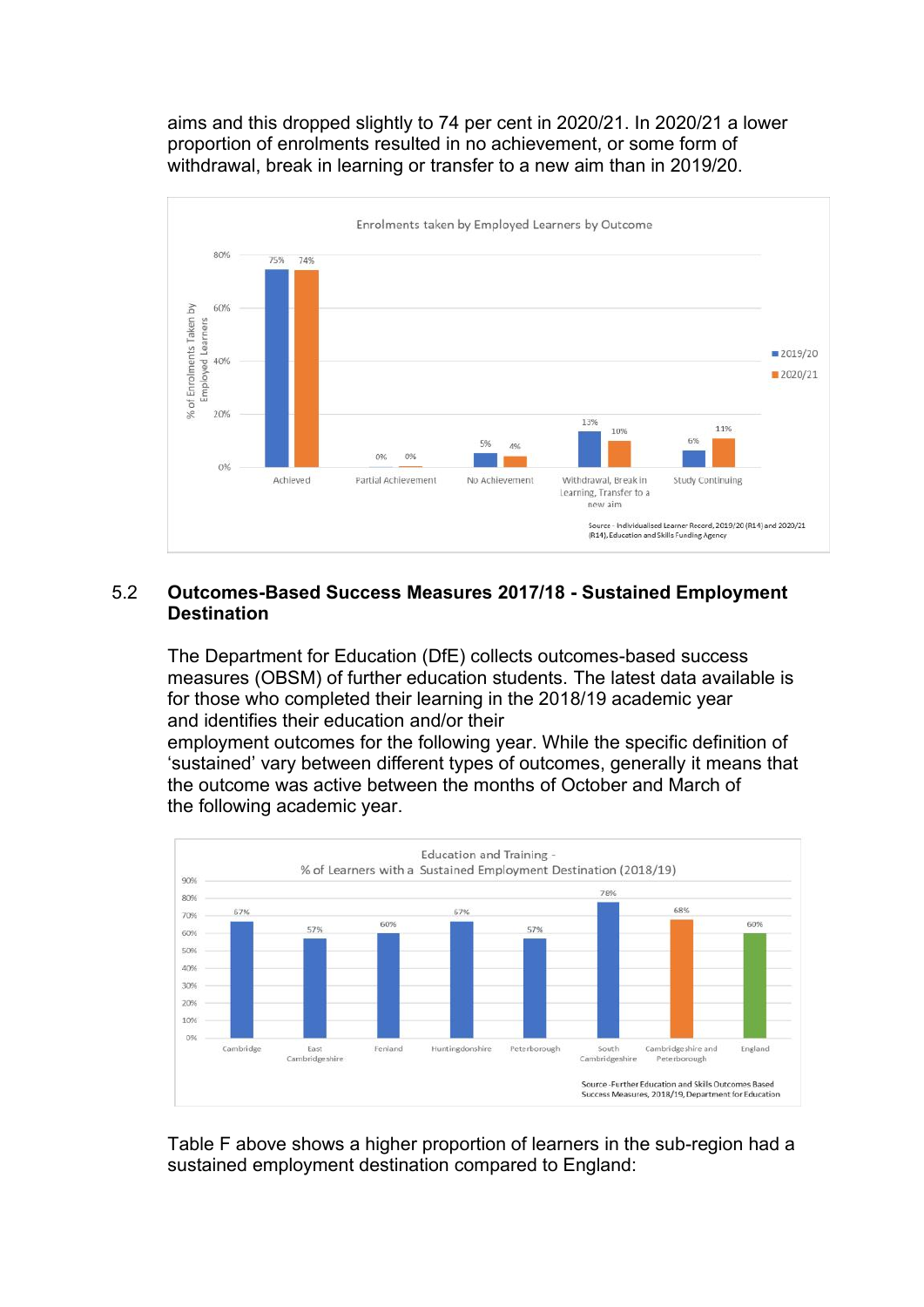aims and this dropped slightly to 74 per cent in 2020/21. In 2020/21 a lower proportion of enrolments resulted in no achievement, or some form of withdrawal, break in learning or transfer to a new aim than in 2019/20.

**Enrolments taken by Employed Learners by Outcome**

| % of Enrolments Taken by Employed Learners | 2019/20 | 2020/21 |
|---|---|---|
| Achieved | 75% | 74% |
| Partial Achievement | 0% | 0% |
| No Achievement | 5% | 4% |
| Withdrawal, Break in Learning, Transfer to a new aim | 13% | 10% |
| Study Continuing | 6% | 11% |

Source - Individualised Learner Record, 2019/20 (R14) and 2020/21 (R14), Education and Skills Funding Agency

## 5.2 Outcomes-Based Success Measures 2017/18 - Sustained Employment Destination

The Department for Education (DfE) collects outcomes-based success measures (OBSM) of further education students. The latest data available is for those who completed their learning in the 2018/19 academic year and identifies their education and/or their employment outcomes for the following year. While the specific definition of 'sustained' vary between different types of outcomes, generally it means that the outcome was active between the months of October and March of the following academic year.

**Education and Training - % of Learners with a Sustained Employment Destination (2018/19)**

| Area | % |
|---|---|
| Cambridge | 67% |
| East Cambridgeshire | 57% |
| Fenland | 60% |
| Huntingdonshire | 67% |
| Peterborough | 57% |
| South Cambridgeshire | 78% |
| Cambridgeshire and Peterborough | 68% |
| England | 60% |

Source -Further Education and Skills Outcomes Based Success Measures, 2018/19, Department for Education

Table F above shows a higher proportion of learners in the sub-region had a sustained employment destination compared to England: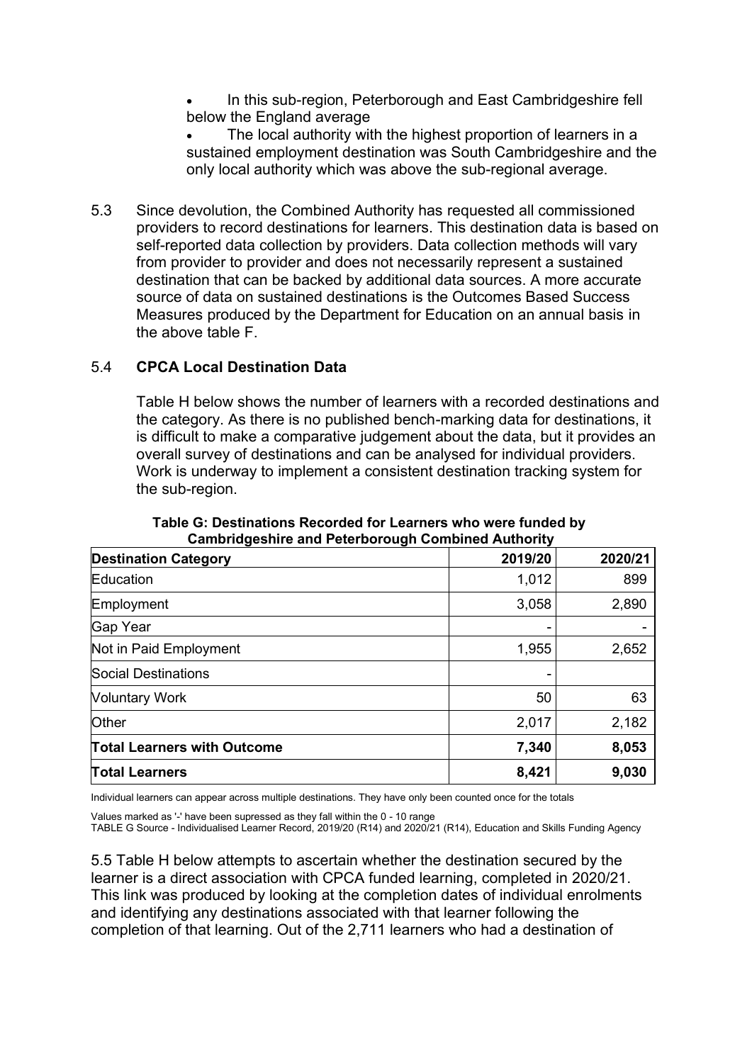- In this sub-region, Peterborough and East Cambridgeshire fell below the England average
- The local authority with the highest proportion of learners in a sustained employment destination was South Cambridgeshire and the only local authority which was above the sub-regional average.

5.3 Since devolution, the Combined Authority has requested all commissioned providers to record destinations for learners. This destination data is based on self-reported data collection by providers. Data collection methods will vary from provider to provider and does not necessarily represent a sustained destination that can be backed by additional data sources. A more accurate source of data on sustained destinations is the Outcomes Based Success Measures produced by the Department for Education on an annual basis in the above table F.

5.4 **CPCA Local Destination Data**

Table H below shows the number of learners with a recorded destinations and the category. As there is no published bench-marking data for destinations, it is difficult to make a comparative judgement about the data, but it provides an overall survey of destinations and can be analysed for individual providers. Work is underway to implement a consistent destination tracking system for the sub-region.

**Table G: Destinations Recorded for Learners who were funded by Cambridgeshire and Peterborough Combined Authority**

| Destination Category | 2019/20 | 2020/21 |
|---|---|---|
| Education | 1,012 | 899 |
| Employment | 3,058 | 2,890 |
| Gap Year | - | - |
| Not in Paid Employment | 1,955 | 2,652 |
| Social Destinations | - | |
| Voluntary Work | 50 | 63 |
| Other | 2,017 | 2,182 |
| **Total Learners with Outcome** | **7,340** | **8,053** |
| **Total Learners** | **8,421** | **9,030** |

Individual learners can appear across multiple destinations. They have only been counted once for the totals

Values marked as '-' have been supressed as they fall within the 0 - 10 range

TABLE G Source - Individualised Learner Record, 2019/20 (R14) and 2020/21 (R14), Education and Skills Funding Agency

5.5 Table H below attempts to ascertain whether the destination secured by the learner is a direct association with CPCA funded learning, completed in 2020/21. This link was produced by looking at the completion dates of individual enrolments and identifying any destinations associated with that learner following the completion of that learning. Out of the 2,711 learners who had a destination of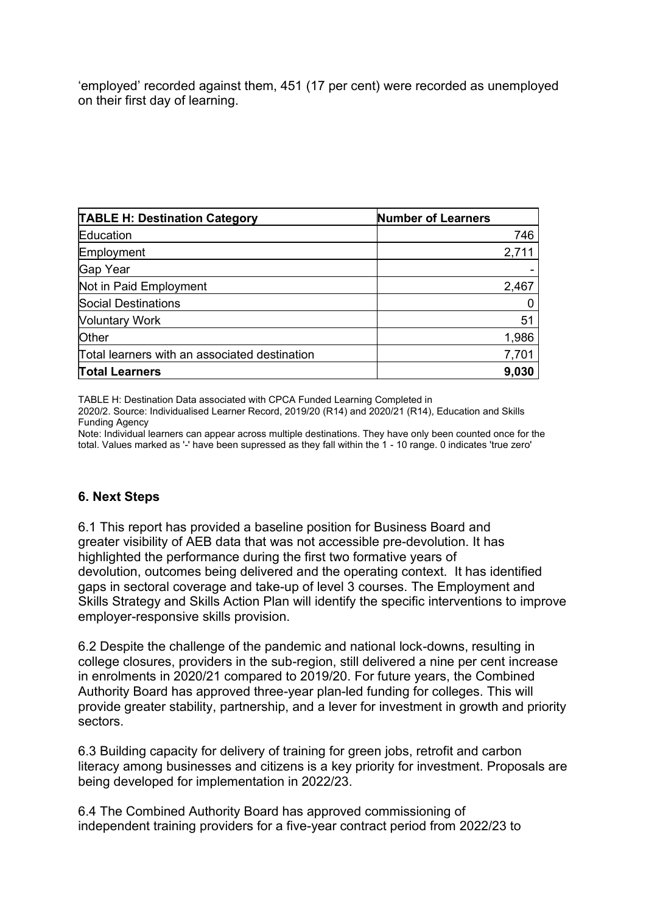'employed' recorded against them, 451 (17 per cent) were recorded as unemployed on their first day of learning.

| **TABLE H: Destination Category** | **Number of Learners** |
| --- | --- |
| Education | 746 |
| Employment | 2,711 |
| Gap Year | - |
| Not in Paid Employment | 2,467 |
| Social Destinations | 0 |
| Voluntary Work | 51 |
| Other | 1,986 |
| Total learners with an associated destination | 7,701 |
| **Total Learners** | **9,030** |

TABLE H: Destination Data associated with CPCA Funded Learning Completed in 2020/2. Source: Individualised Learner Record, 2019/20 (R14) and 2020/21 (R14), Education and Skills Funding Agency

Note: Individual learners can appear across multiple destinations. They have only been counted once for the total. Values marked as '-' have been supressed as they fall within the 1 - 10 range. 0 indicates 'true zero'

## 6. Next Steps

6.1 This report has provided a baseline position for Business Board and greater visibility of AEB data that was not accessible pre-devolution. It has highlighted the performance during the first two formative years of devolution, outcomes being delivered and the operating context. It has identified gaps in sectoral coverage and take-up of level 3 courses. The Employment and Skills Strategy and Skills Action Plan will identify the specific interventions to improve employer-responsive skills provision.

6.2 Despite the challenge of the pandemic and national lock-downs, resulting in college closures, providers in the sub-region, still delivered a nine per cent increase in enrolments in 2020/21 compared to 2019/20. For future years, the Combined Authority Board has approved three-year plan-led funding for colleges. This will provide greater stability, partnership, and a lever for investment in growth and priority sectors.

6.3 Building capacity for delivery of training for green jobs, retrofit and carbon literacy among businesses and citizens is a key priority for investment. Proposals are being developed for implementation in 2022/23.

6.4 The Combined Authority Board has approved commissioning of independent training providers for a five-year contract period from 2022/23 to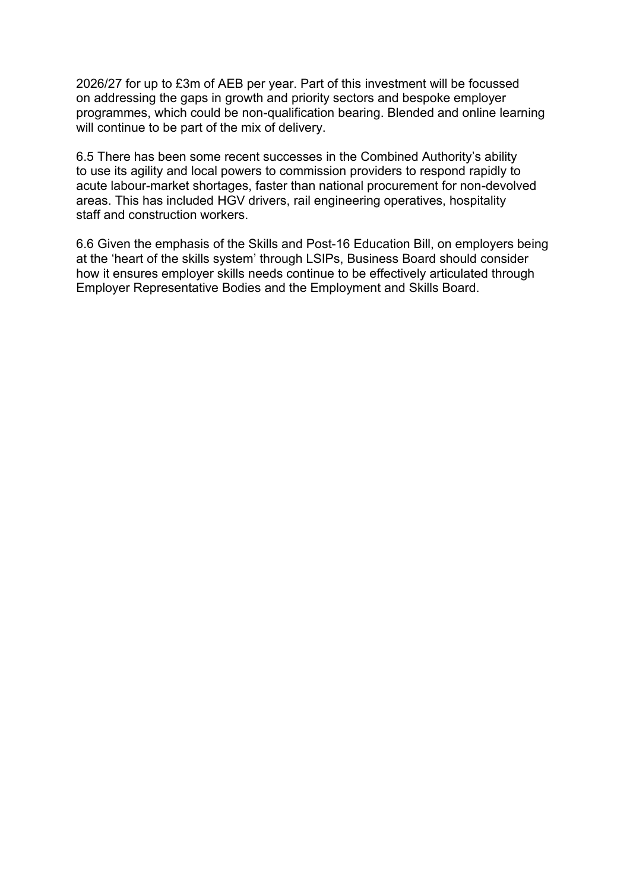2026/27 for up to £3m of AEB per year. Part of this investment will be focussed on addressing the gaps in growth and priority sectors and bespoke employer programmes, which could be non-qualification bearing. Blended and online learning will continue to be part of the mix of delivery.

6.5 There has been some recent successes in the Combined Authority's ability to use its agility and local powers to commission providers to respond rapidly to acute labour-market shortages, faster than national procurement for non-devolved areas. This has included HGV drivers, rail engineering operatives, hospitality staff and construction workers.

6.6 Given the emphasis of the Skills and Post-16 Education Bill, on employers being at the 'heart of the skills system' through LSIPs, Business Board should consider how it ensures employer skills needs continue to be effectively articulated through Employer Representative Bodies and the Employment and Skills Board.